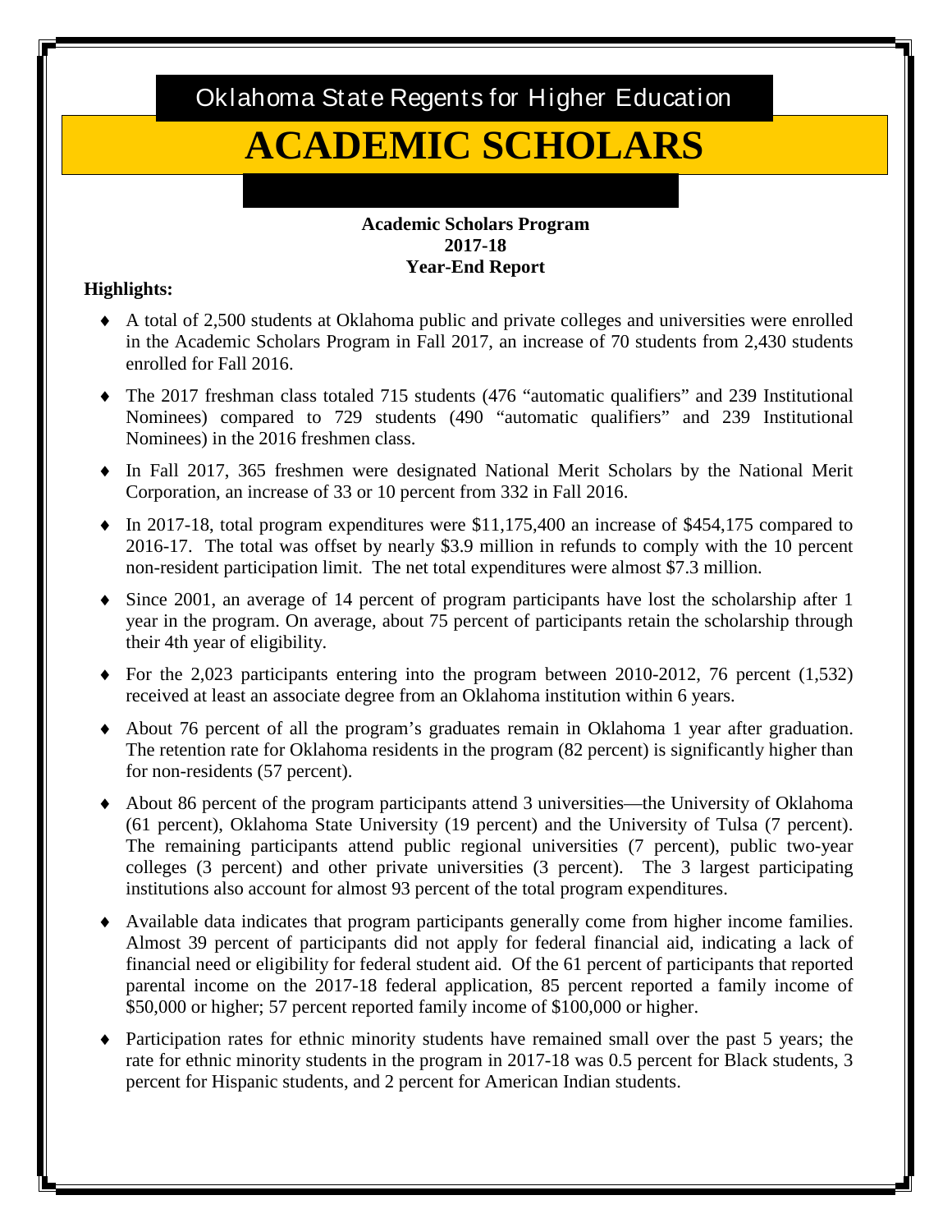Oklahoma State Regents for Higher Education

# ACADEMIC SCHOLARS

**Academic Scholars Program**
**2017-18**
**Year-End Report**

**Highlights:**

- A total of 2,500 students at Oklahoma public and private colleges and universities were enrolled in the Academic Scholars Program in Fall 2017, an increase of 70 students from 2,430 students enrolled for Fall 2016.
- The 2017 freshman class totaled 715 students (476 "automatic qualifiers" and 239 Institutional Nominees) compared to 729 students (490 "automatic qualifiers" and 239 Institutional Nominees) in the 2016 freshmen class.
- In Fall 2017, 365 freshmen were designated National Merit Scholars by the National Merit Corporation, an increase of 33 or 10 percent from 332 in Fall 2016.
- In 2017-18, total program expenditures were $11,175,400 an increase of $454,175 compared to 2016-17. The total was offset by nearly $3.9 million in refunds to comply with the 10 percent non-resident participation limit. The net total expenditures were almost $7.3 million.
- Since 2001, an average of 14 percent of program participants have lost the scholarship after 1 year in the program. On average, about 75 percent of participants retain the scholarship through their 4th year of eligibility.
- For the 2,023 participants entering into the program between 2010-2012, 76 percent (1,532) received at least an associate degree from an Oklahoma institution within 6 years.
- About 76 percent of all the program's graduates remain in Oklahoma 1 year after graduation. The retention rate for Oklahoma residents in the program (82 percent) is significantly higher than for non-residents (57 percent).
- About 86 percent of the program participants attend 3 universities—the University of Oklahoma (61 percent), Oklahoma State University (19 percent) and the University of Tulsa (7 percent). The remaining participants attend public regional universities (7 percent), public two-year colleges (3 percent) and other private universities (3 percent). The 3 largest participating institutions also account for almost 93 percent of the total program expenditures.
- Available data indicates that program participants generally come from higher income families. Almost 39 percent of participants did not apply for federal financial aid, indicating a lack of financial need or eligibility for federal student aid. Of the 61 percent of participants that reported parental income on the 2017-18 federal application, 85 percent reported a family income of $50,000 or higher; 57 percent reported family income of $100,000 or higher.
- Participation rates for ethnic minority students have remained small over the past 5 years; the rate for ethnic minority students in the program in 2017-18 was 0.5 percent for Black students, 3 percent for Hispanic students, and 2 percent for American Indian students.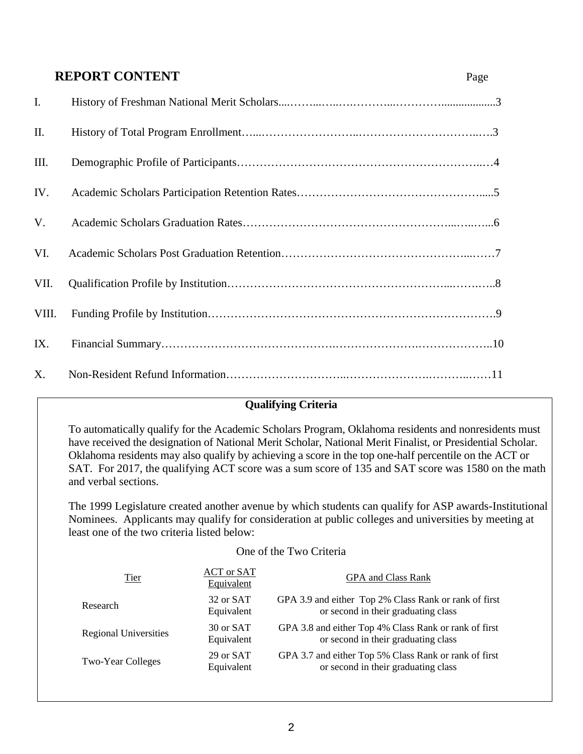## REPORT CONTENT

| | | Page |
|---|---|---|
| I. | History of Freshman National Merit Scholars | 3 |
| II. | History of Total Program Enrollment | 3 |
| III. | Demographic Profile of Participants | 4 |
| IV. | Academic Scholars Participation Retention Rates | 5 |
| V. | Academic Scholars Graduation Rates | 6 |
| VI. | Academic Scholars Post Graduation Retention | 7 |
| VII. | Qualification Profile by Institution | 8 |
| VIII. | Funding Profile by Institution | 9 |
| IX. | Financial Summary | 10 |
| X. | Non-Resident Refund Information | 11 |

### Qualifying Criteria

To automatically qualify for the Academic Scholars Program, Oklahoma residents and nonresidents must have received the designation of National Merit Scholar, National Merit Finalist, or Presidential Scholar. Oklahoma residents may also qualify by achieving a score in the top one-half percentile on the ACT or SAT. For 2017, the qualifying ACT score was a sum score of 135 and SAT score was 1580 on the math and verbal sections.

The 1999 Legislature created another avenue by which students can qualify for ASP awards-Institutional Nominees. Applicants may qualify for consideration at public colleges and universities by meeting at least one of the two criteria listed below:

One of the Two Criteria

| Tier | ACT or SAT Equivalent | GPA and Class Rank |
|---|---|---|
| Research | 32 or SAT Equivalent | GPA 3.9 and either Top 2% Class Rank or rank of first or second in their graduating class |
| Regional Universities | 30 or SAT Equivalent | GPA 3.8 and either Top 4% Class Rank or rank of first or second in their graduating class |
| Two-Year Colleges | 29 or SAT Equivalent | GPA 3.7 and either Top 5% Class Rank or rank of first or second in their graduating class |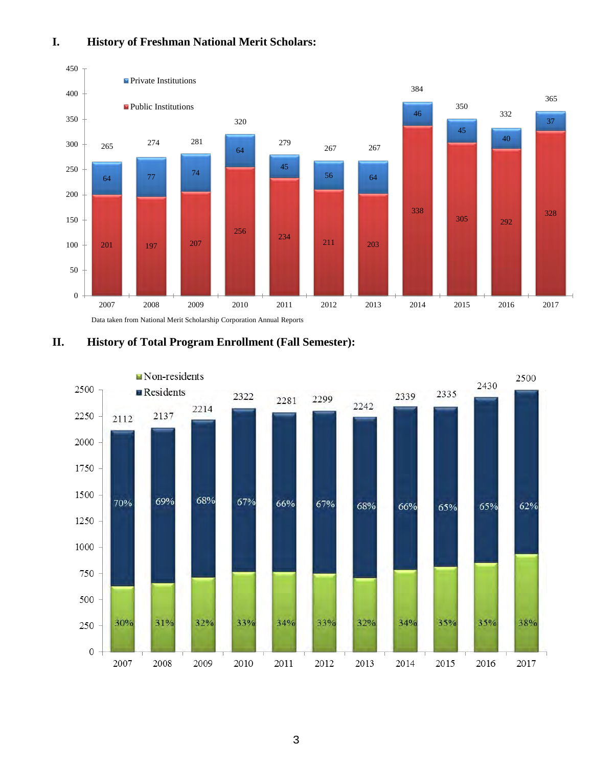## I. History of Freshman National Merit Scholars:

| Year | Public Institutions | Private Institutions | Total |
|---|---|---|---|
| 2007 | 201 | 64 | 265 |
| 2008 | 197 | 77 | 274 |
| 2009 | 207 | 74 | 281 |
| 2010 | 256 | 64 | 320 |
| 2011 | 234 | 45 | 279 |
| 2012 | 211 | 56 | 267 |
| 2013 | 203 | 64 | 267 |
| 2014 | 338 | 46 | 384 |
| 2015 | 305 | 45 | 350 |
| 2016 | 292 | 40 | 332 |
| 2017 | 328 | 37 | 365 |

Data taken from National Merit Scholarship Corporation Annual Reports

## II. History of Total Program Enrollment (Fall Semester):

| Year | Residents | Non-residents | Total |
|---|---|---|---|
| 2007 | 70% | 30% | 2112 |
| 2008 | 69% | 31% | 2137 |
| 2009 | 68% | 32% | 2214 |
| 2010 | 67% | 33% | 2322 |
| 2011 | 66% | 34% | 2281 |
| 2012 | 67% | 33% | 2299 |
| 2013 | 68% | 32% | 2242 |
| 2014 | 66% | 34% | 2339 |
| 2015 | 65% | 35% | 2335 |
| 2016 | 65% | 35% | 2430 |
| 2017 | 62% | 38% | 2500 |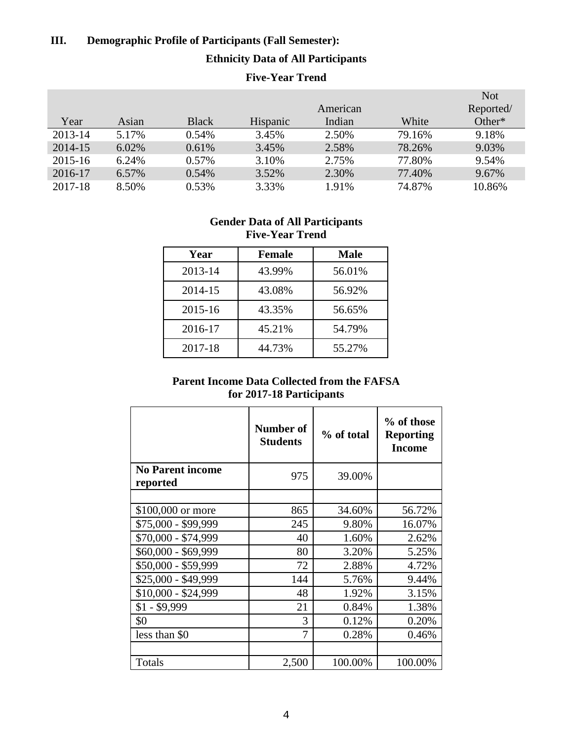## III. Demographic Profile of Participants (Fall Semester):

### Ethnicity Data of All Participants

### Five-Year Trend

| Year | Asian | Black | Hispanic | American Indian | White | Not Reported/ Other* |
|---|---|---|---|---|---|---|
| 2013-14 | 5.17% | 0.54% | 3.45% | 2.50% | 79.16% | 9.18% |
| 2014-15 | 6.02% | 0.61% | 3.45% | 2.58% | 78.26% | 9.03% |
| 2015-16 | 6.24% | 0.57% | 3.10% | 2.75% | 77.80% | 9.54% |
| 2016-17 | 6.57% | 0.54% | 3.52% | 2.30% | 77.40% | 9.67% |
| 2017-18 | 8.50% | 0.53% | 3.33% | 1.91% | 74.87% | 10.86% |

### Gender Data of All Participants
### Five-Year Trend

| Year | Female | Male |
|---|---|---|
| 2013-14 | 43.99% | 56.01% |
| 2014-15 | 43.08% | 56.92% |
| 2015-16 | 43.35% | 56.65% |
| 2016-17 | 45.21% | 54.79% |
| 2017-18 | 44.73% | 55.27% |

### Parent Income Data Collected from the FAFSA for 2017-18 Participants

| | Number of Students | % of total | % of those Reporting Income |
|---|---|---|---|
| **No Parent income reported** | 975 | 39.00% | |
| | | | |
| $100,000 or more | 865 | 34.60% | 56.72% |
| $75,000 - $99,999 | 245 | 9.80% | 16.07% |
| $70,000 - $74,999 | 40 | 1.60% | 2.62% |
| $60,000 - $69,999 | 80 | 3.20% | 5.25% |
| $50,000 - $59,999 | 72 | 2.88% | 4.72% |
| $25,000 - $49,999 | 144 | 5.76% | 9.44% |
| $10,000 - $24,999 | 48 | 1.92% | 3.15% |
| $1 - $9,999 | 21 | 0.84% | 1.38% |
| $0 | 3 | 0.12% | 0.20% |
| less than $0 | 7 | 0.28% | 0.46% |
| | | | |
| Totals | 2,500 | 100.00% | 100.00% |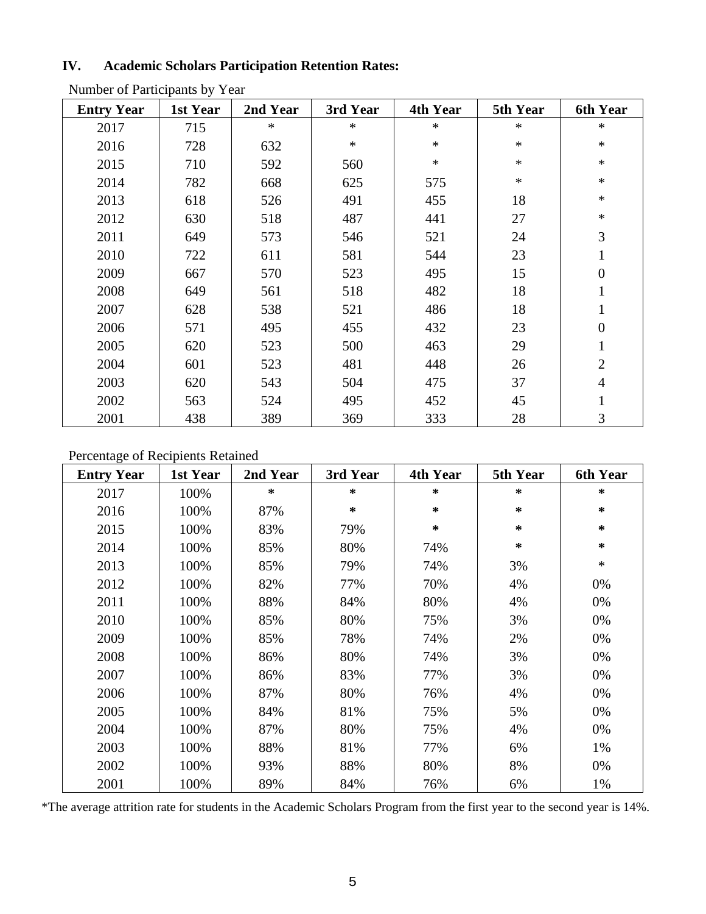## IV. Academic Scholars Participation Retention Rates:

Number of Participants by Year

| Entry Year | 1st Year | 2nd Year | 3rd Year | 4th Year | 5th Year | 6th Year |
|---|---|---|---|---|---|---|
| 2017 | 715 | * | * | * | * | * |
| 2016 | 728 | 632 | * | * | * | * |
| 2015 | 710 | 592 | 560 | * | * | * |
| 2014 | 782 | 668 | 625 | 575 | * | * |
| 2013 | 618 | 526 | 491 | 455 | 18 | * |
| 2012 | 630 | 518 | 487 | 441 | 27 | * |
| 2011 | 649 | 573 | 546 | 521 | 24 | 3 |
| 2010 | 722 | 611 | 581 | 544 | 23 | 1 |
| 2009 | 667 | 570 | 523 | 495 | 15 | 0 |
| 2008 | 649 | 561 | 518 | 482 | 18 | 1 |
| 2007 | 628 | 538 | 521 | 486 | 18 | 1 |
| 2006 | 571 | 495 | 455 | 432 | 23 | 0 |
| 2005 | 620 | 523 | 500 | 463 | 29 | 1 |
| 2004 | 601 | 523 | 481 | 448 | 26 | 2 |
| 2003 | 620 | 543 | 504 | 475 | 37 | 4 |
| 2002 | 563 | 524 | 495 | 452 | 45 | 1 |
| 2001 | 438 | 389 | 369 | 333 | 28 | 3 |

Percentage of Recipients Retained

| Entry Year | 1st Year | 2nd Year | 3rd Year | 4th Year | 5th Year | 6th Year |
|---|---|---|---|---|---|---|
| 2017 | 100% | * | * | * | * | * |
| 2016 | 100% | 87% | * | * | * | * |
| 2015 | 100% | 83% | 79% | * | * | * |
| 2014 | 100% | 85% | 80% | 74% | * | * |
| 2013 | 100% | 85% | 79% | 74% | 3% | * |
| 2012 | 100% | 82% | 77% | 70% | 4% | 0% |
| 2011 | 100% | 88% | 84% | 80% | 4% | 0% |
| 2010 | 100% | 85% | 80% | 75% | 3% | 0% |
| 2009 | 100% | 85% | 78% | 74% | 2% | 0% |
| 2008 | 100% | 86% | 80% | 74% | 3% | 0% |
| 2007 | 100% | 86% | 83% | 77% | 3% | 0% |
| 2006 | 100% | 87% | 80% | 76% | 4% | 0% |
| 2005 | 100% | 84% | 81% | 75% | 5% | 0% |
| 2004 | 100% | 87% | 80% | 75% | 4% | 0% |
| 2003 | 100% | 88% | 81% | 77% | 6% | 1% |
| 2002 | 100% | 93% | 88% | 80% | 8% | 0% |
| 2001 | 100% | 89% | 84% | 76% | 6% | 1% |

*The average attrition rate for students in the Academic Scholars Program from the first year to the second year is 14%.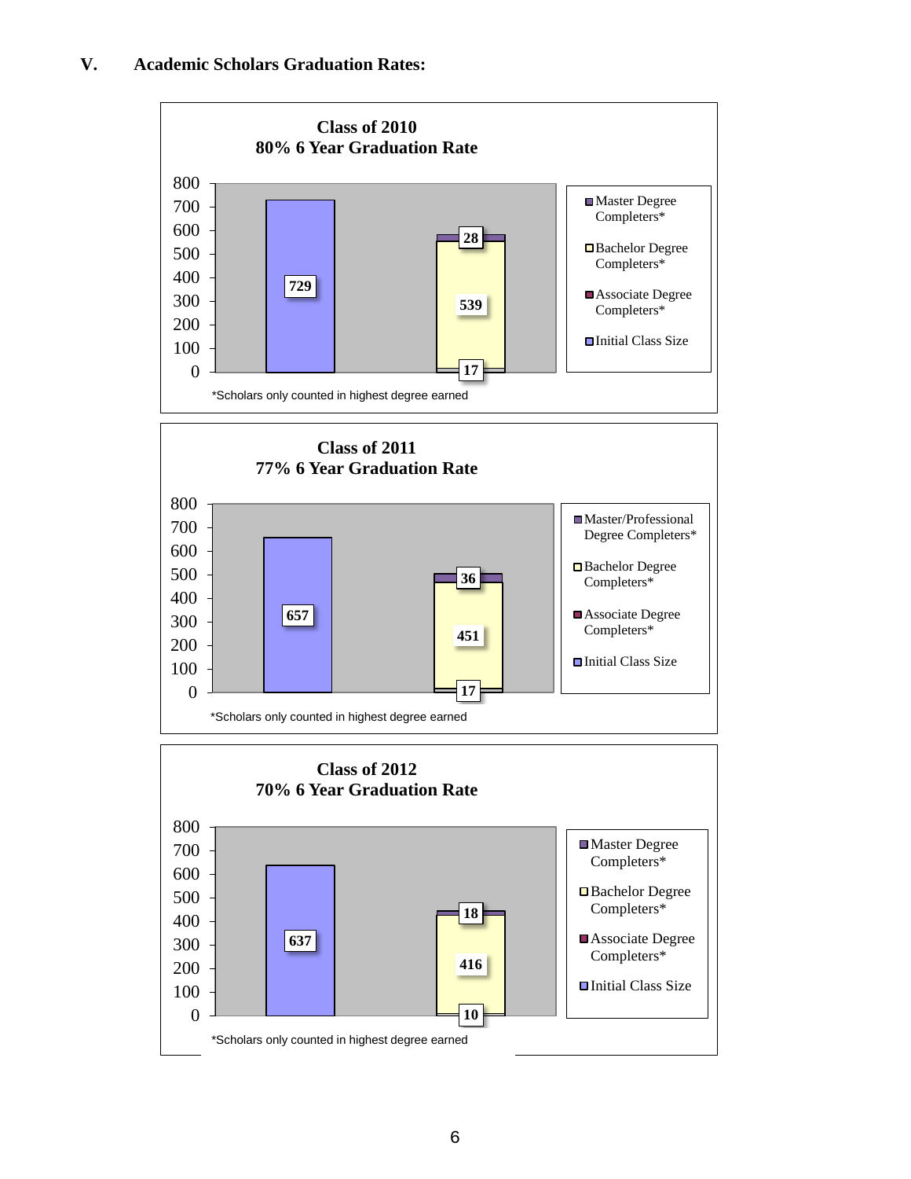## V. Academic Scholars Graduation Rates:

**Class of 2010**
**80% 6 Year Graduation Rate**

| | Initial Class Size | Associate Degree Completers* | Bachelor Degree Completers* | Master Degree Completers* |
|---|---|---|---|---|
| Initial Class | 729 | | | |
| Completers | | 17 | 539 | 28 |

*Scholars only counted in highest degree earned

**Class of 2011**
**77% 6 Year Graduation Rate**

| | Initial Class Size | Associate Degree Completers* | Bachelor Degree Completers* | Master/Professional Degree Completers* |
|---|---|---|---|---|
| Initial Class | 657 | | | |
| Completers | | 17 | 451 | 36 |

*Scholars only counted in highest degree earned

**Class of 2012**
**70% 6 Year Graduation Rate**

| | Initial Class Size | Associate Degree Completers* | Bachelor Degree Completers* | Master Degree Completers* |
|---|---|---|---|---|
| Initial Class | 637 | | | |
| Completers | | 10 | 416 | 18 |

*Scholars only counted in highest degree earned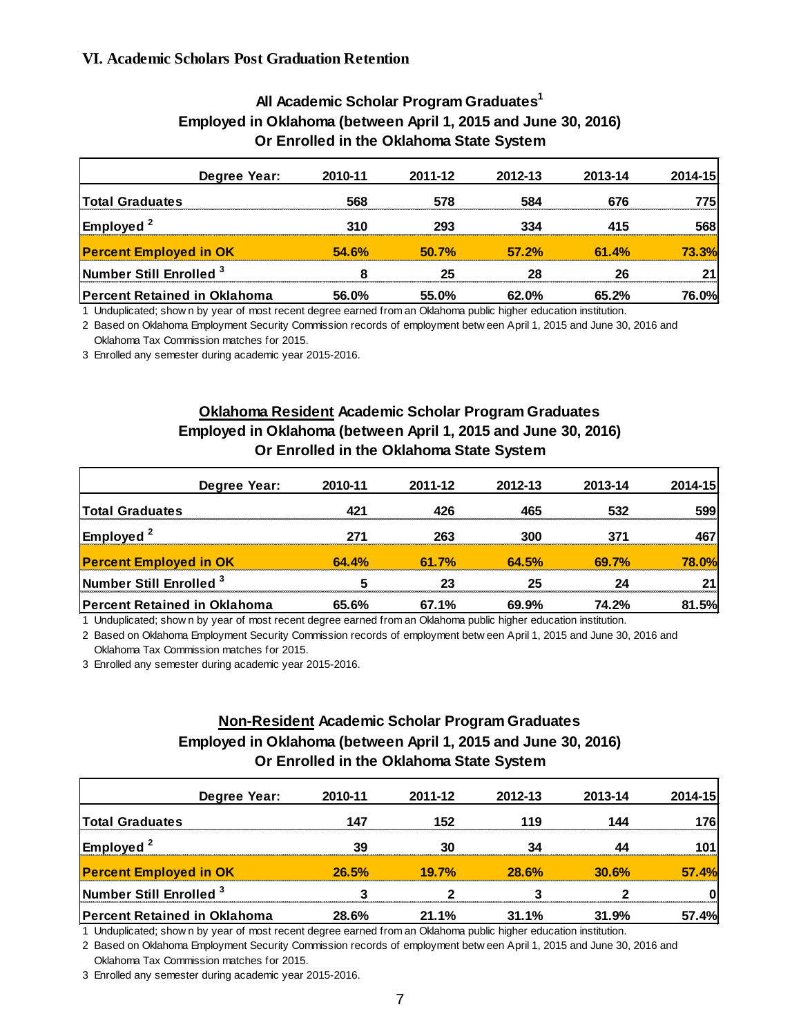## VI. Academic Scholars Post Graduation Retention

### All Academic Scholar Program Graduates[1]
### Employed in Oklahoma (between April 1, 2015 and June 30, 2016)
### Or Enrolled in the Oklahoma State System

| Degree Year: | 2010-11 | 2011-12 | 2012-13 | 2013-14 | 2014-15 |
|---|---|---|---|---|---|
| **Total Graduates** | 568 | 578 | 584 | 676 | 775 |
| **Employed [2]** | 310 | 293 | 334 | 415 | 568 |
| **Percent Employed in OK** | 54.6% | 50.7% | 57.2% | 61.4% | 73.3% |
| **Number Still Enrolled [3]** | 8 | 25 | 28 | 26 | 21 |
| **Percent Retained in Oklahoma** | 56.0% | 55.0% | 62.0% | 65.2% | 76.0% |

1 Unduplicated; shown by year of most recent degree earned from an Oklahoma public higher education institution.

2 Based on Oklahoma Employment Security Commission records of employment between April 1, 2015 and June 30, 2016 and Oklahoma Tax Commission matches for 2015.

3 Enrolled any semester during academic year 2015-2016.

### Oklahoma Resident Academic Scholar Program Graduates
### Employed in Oklahoma (between April 1, 2015 and June 30, 2016)
### Or Enrolled in the Oklahoma State System

| Degree Year: | 2010-11 | 2011-12 | 2012-13 | 2013-14 | 2014-15 |
|---|---|---|---|---|---|
| **Total Graduates** | 421 | 426 | 465 | 532 | 599 |
| **Employed [2]** | 271 | 263 | 300 | 371 | 467 |
| **Percent Employed in OK** | 64.4% | 61.7% | 64.5% | 69.7% | 78.0% |
| **Number Still Enrolled [3]** | 5 | 23 | 25 | 24 | 21 |
| **Percent Retained in Oklahoma** | 65.6% | 67.1% | 69.9% | 74.2% | 81.5% |

1 Unduplicated; shown by year of most recent degree earned from an Oklahoma public higher education institution.

2 Based on Oklahoma Employment Security Commission records of employment between April 1, 2015 and June 30, 2016 and Oklahoma Tax Commission matches for 2015.

3 Enrolled any semester during academic year 2015-2016.

### Non-Resident Academic Scholar Program Graduates
### Employed in Oklahoma (between April 1, 2015 and June 30, 2016)
### Or Enrolled in the Oklahoma State System

| Degree Year: | 2010-11 | 2011-12 | 2012-13 | 2013-14 | 2014-15 |
|---|---|---|---|---|---|
| **Total Graduates** | 147 | 152 | 119 | 144 | 176 |
| **Employed [2]** | 39 | 30 | 34 | 44 | 101 |
| **Percent Employed in OK** | 26.5% | 19.7% | 28.6% | 30.6% | 57.4% |
| **Number Still Enrolled [3]** | 3 | 2 | 3 | 2 | 0 |
| **Percent Retained in Oklahoma** | 28.6% | 21.1% | 31.1% | 31.9% | 57.4% |

1 Unduplicated; shown by year of most recent degree earned from an Oklahoma public higher education institution.

2 Based on Oklahoma Employment Security Commission records of employment between April 1, 2015 and June 30, 2016 and Oklahoma Tax Commission matches for 2015.

3 Enrolled any semester during academic year 2015-2016.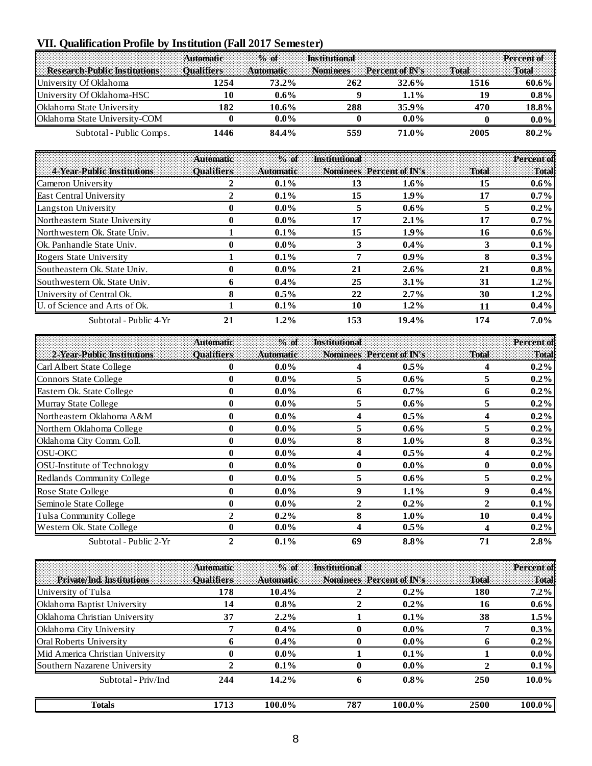## VII. Qualification Profile by Institution (Fall 2017 Semester)

| Research-Public Institutions | Automatic Qualifiers | % of Automatic | Institutional Nominees | Percent of IN's | Total | Percent of Total |
|---|---|---|---|---|---|---|
| University Of Oklahoma | 1254 | 73.2% | 262 | 32.6% | 1516 | 60.6% |
| University Of Oklahoma-HSC | 10 | 0.6% | 9 | 1.1% | 19 | 0.8% |
| Oklahoma State University | 182 | 10.6% | 288 | 35.9% | 470 | 18.8% |
| Oklahoma State University-COM | 0 | 0.0% | 0 | 0.0% | 0 | 0.0% |
| Subtotal - Public Comps. | 1446 | 84.4% | 559 | 71.0% | 2005 | 80.2% |

| 4-Year-Public Institutions | Automatic Qualifiers | % of Automatic | Institutional Nominees | Percent of IN's | Total | Percent of Total |
|---|---|---|---|---|---|---|
| Cameron University | 2 | 0.1% | 13 | 1.6% | 15 | 0.6% |
| East Central University | 2 | 0.1% | 15 | 1.9% | 17 | 0.7% |
| Langston University | 0 | 0.0% | 5 | 0.6% | 5 | 0.2% |
| Northeastern State University | 0 | 0.0% | 17 | 2.1% | 17 | 0.7% |
| Northwestern Ok. State Univ. | 1 | 0.1% | 15 | 1.9% | 16 | 0.6% |
| Ok. Panhandle State Univ. | 0 | 0.0% | 3 | 0.4% | 3 | 0.1% |
| Rogers State University | 1 | 0.1% | 7 | 0.9% | 8 | 0.3% |
| Southeastern Ok. State Univ. | 0 | 0.0% | 21 | 2.6% | 21 | 0.8% |
| Southwestern Ok. State Univ. | 6 | 0.4% | 25 | 3.1% | 31 | 1.2% |
| University of Central Ok. | 8 | 0.5% | 22 | 2.7% | 30 | 1.2% |
| U. of Science and Arts of Ok. | 1 | 0.1% | 10 | 1.2% | 11 | 0.4% |
| Subtotal - Public 4-Yr | 21 | 1.2% | 153 | 19.4% | 174 | 7.0% |

| 2-Year-Public Institutions | Automatic Qualifiers | % of Automatic | Institutional Nominees | Percent of IN's | Total | Percent of Total |
|---|---|---|---|---|---|---|
| Carl Albert State College | 0 | 0.0% | 4 | 0.5% | 4 | 0.2% |
| Connors State College | 0 | 0.0% | 5 | 0.6% | 5 | 0.2% |
| Eastern Ok. State College | 0 | 0.0% | 6 | 0.7% | 6 | 0.2% |
| Murray State College | 0 | 0.0% | 5 | 0.6% | 5 | 0.2% |
| Northeastern Oklahoma A&M | 0 | 0.0% | 4 | 0.5% | 4 | 0.2% |
| Northern Oklahoma College | 0 | 0.0% | 5 | 0.6% | 5 | 0.2% |
| Oklahoma City Comm. Coll. | 0 | 0.0% | 8 | 1.0% | 8 | 0.3% |
| OSU-OKC | 0 | 0.0% | 4 | 0.5% | 4 | 0.2% |
| OSU-Institute of Technology | 0 | 0.0% | 0 | 0.0% | 0 | 0.0% |
| Redlands Community College | 0 | 0.0% | 5 | 0.6% | 5 | 0.2% |
| Rose State College | 0 | 0.0% | 9 | 1.1% | 9 | 0.4% |
| Seminole State College | 0 | 0.0% | 2 | 0.2% | 2 | 0.1% |
| Tulsa Community College | 2 | 0.2% | 8 | 1.0% | 10 | 0.4% |
| Western Ok. State College | 0 | 0.0% | 4 | 0.5% | 4 | 0.2% |
| Subtotal - Public 2-Yr | 2 | 0.1% | 69 | 8.8% | 71 | 2.8% |

| Private/Ind. Institutions | Automatic Qualifiers | % of Automatic | Institutional Nominees | Percent of IN's | Total | Percent of Total |
|---|---|---|---|---|---|---|
| University of Tulsa | 178 | 10.4% | 2 | 0.2% | 180 | 7.2% |
| Oklahoma Baptist University | 14 | 0.8% | 2 | 0.2% | 16 | 0.6% |
| Oklahoma Christian University | 37 | 2.2% | 1 | 0.1% | 38 | 1.5% |
| Oklahoma City University | 7 | 0.4% | 0 | 0.0% | 7 | 0.3% |
| Oral Roberts University | 6 | 0.4% | 0 | 0.0% | 6 | 0.2% |
| Mid America Christian University | 0 | 0.0% | 1 | 0.1% | 1 | 0.0% |
| Southern Nazarene University | 2 | 0.1% | 0 | 0.0% | 2 | 0.1% |
| Subtotal - Priv/Ind | 244 | 14.2% | 6 | 0.8% | 250 | 10.0% |

| Totals | 1713 | 100.0% | 787 | 100.0% | 2500 | 100.0% |
|---|---|---|---|---|---|---|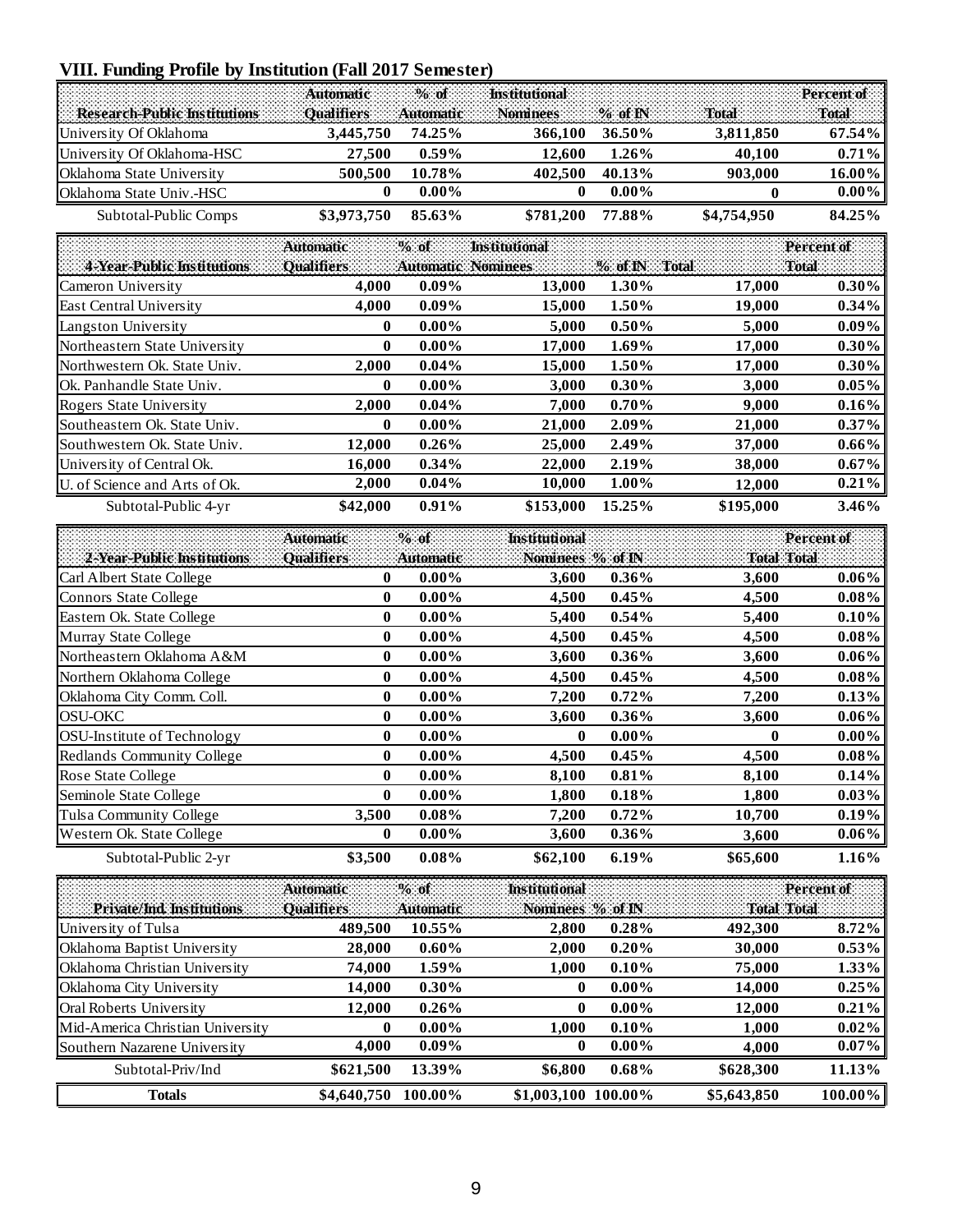## VIII. Funding Profile by Institution (Fall 2017 Semester)

| Research-Public Institutions | Automatic Qualifiers | % of Automatic | Institutional Nominees | % of IN | Total | Percent of Total |
|---|---|---|---|---|---|---|
| University Of Oklahoma | 3,445,750 | 74.25% | 366,100 | 36.50% | 3,811,850 | 67.54% |
| University Of Oklahoma-HSC | 27,500 | 0.59% | 12,600 | 1.26% | 40,100 | 0.71% |
| Oklahoma State University | 500,500 | 10.78% | 402,500 | 40.13% | 903,000 | 16.00% |
| Oklahoma State Univ.-HSC | 0 | 0.00% | 0 | 0.00% | 0 | 0.00% |
| Subtotal-Public Comps | $3,973,750 | 85.63% | $781,200 | 77.88% | $4,754,950 | 84.25% |

| 4-Year-Public Institutions | Automatic Qualifiers | % of Automatic | Institutional Nominees | % of IN | Total | Percent of Total |
|---|---|---|---|---|---|---|
| Cameron University | 4,000 | 0.09% | 13,000 | 1.30% | 17,000 | 0.30% |
| East Central University | 4,000 | 0.09% | 15,000 | 1.50% | 19,000 | 0.34% |
| Langston University | 0 | 0.00% | 5,000 | 0.50% | 5,000 | 0.09% |
| Northeastern State University | 0 | 0.00% | 17,000 | 1.69% | 17,000 | 0.30% |
| Northwestern Ok. State Univ. | 2,000 | 0.04% | 15,000 | 1.50% | 17,000 | 0.30% |
| Ok. Panhandle State Univ. | 0 | 0.00% | 3,000 | 0.30% | 3,000 | 0.05% |
| Rogers State University | 2,000 | 0.04% | 7,000 | 0.70% | 9,000 | 0.16% |
| Southeastern Ok. State Univ. | 0 | 0.00% | 21,000 | 2.09% | 21,000 | 0.37% |
| Southwestern Ok. State Univ. | 12,000 | 0.26% | 25,000 | 2.49% | 37,000 | 0.66% |
| University of Central Ok. | 16,000 | 0.34% | 22,000 | 2.19% | 38,000 | 0.67% |
| U. of Science and Arts of Ok. | 2,000 | 0.04% | 10,000 | 1.00% | 12,000 | 0.21% |
| Subtotal-Public 4-yr | $42,000 | 0.91% | $153,000 | 15.25% | $195,000 | 3.46% |

| 2-Year-Public Institutions | Automatic Qualifiers | % of Automatic | Institutional Nominees | % of IN | Total | Percent of Total |
|---|---|---|---|---|---|---|
| Carl Albert State College | 0 | 0.00% | 3,600 | 0.36% | 3,600 | 0.06% |
| Connors State College | 0 | 0.00% | 4,500 | 0.45% | 4,500 | 0.08% |
| Eastern Ok. State College | 0 | 0.00% | 5,400 | 0.54% | 5,400 | 0.10% |
| Murray State College | 0 | 0.00% | 4,500 | 0.45% | 4,500 | 0.08% |
| Northeastern Oklahoma A&M | 0 | 0.00% | 3,600 | 0.36% | 3,600 | 0.06% |
| Northern Oklahoma College | 0 | 0.00% | 4,500 | 0.45% | 4,500 | 0.08% |
| Oklahoma City Comm. Coll. | 0 | 0.00% | 7,200 | 0.72% | 7,200 | 0.13% |
| OSU-OKC | 0 | 0.00% | 3,600 | 0.36% | 3,600 | 0.06% |
| OSU-Institute of Technology | 0 | 0.00% | 0 | 0.00% | 0 | 0.00% |
| Redlands Community College | 0 | 0.00% | 4,500 | 0.45% | 4,500 | 0.08% |
| Rose State College | 0 | 0.00% | 8,100 | 0.81% | 8,100 | 0.14% |
| Seminole State College | 0 | 0.00% | 1,800 | 0.18% | 1,800 | 0.03% |
| Tulsa Community College | 3,500 | 0.08% | 7,200 | 0.72% | 10,700 | 0.19% |
| Western Ok. State College | 0 | 0.00% | 3,600 | 0.36% | 3,600 | 0.06% |
| Subtotal-Public 2-yr | $3,500 | 0.08% | $62,100 | 6.19% | $65,600 | 1.16% |

| Private/Ind. Institutions | Automatic Qualifiers | % of Automatic | Institutional Nominees | % of IN | Total | Percent of Total |
|---|---|---|---|---|---|---|
| University of Tulsa | 489,500 | 10.55% | 2,800 | 0.28% | 492,300 | 8.72% |
| Oklahoma Baptist University | 28,000 | 0.60% | 2,000 | 0.20% | 30,000 | 0.53% |
| Oklahoma Christian University | 74,000 | 1.59% | 1,000 | 0.10% | 75,000 | 1.33% |
| Oklahoma City University | 14,000 | 0.30% | 0 | 0.00% | 14,000 | 0.25% |
| Oral Roberts University | 12,000 | 0.26% | 0 | 0.00% | 12,000 | 0.21% |
| Mid-America Christian University | 0 | 0.00% | 1,000 | 0.10% | 1,000 | 0.02% |
| Southern Nazarene University | 4,000 | 0.09% | 0 | 0.00% | 4,000 | 0.07% |
| Subtotal-Priv/Ind | $621,500 | 13.39% | $6,800 | 0.68% | $628,300 | 11.13% |
| **Totals** | $4,640,750 | 100.00% | $1,003,100 | 100.00% | $5,643,850 | 100.00% |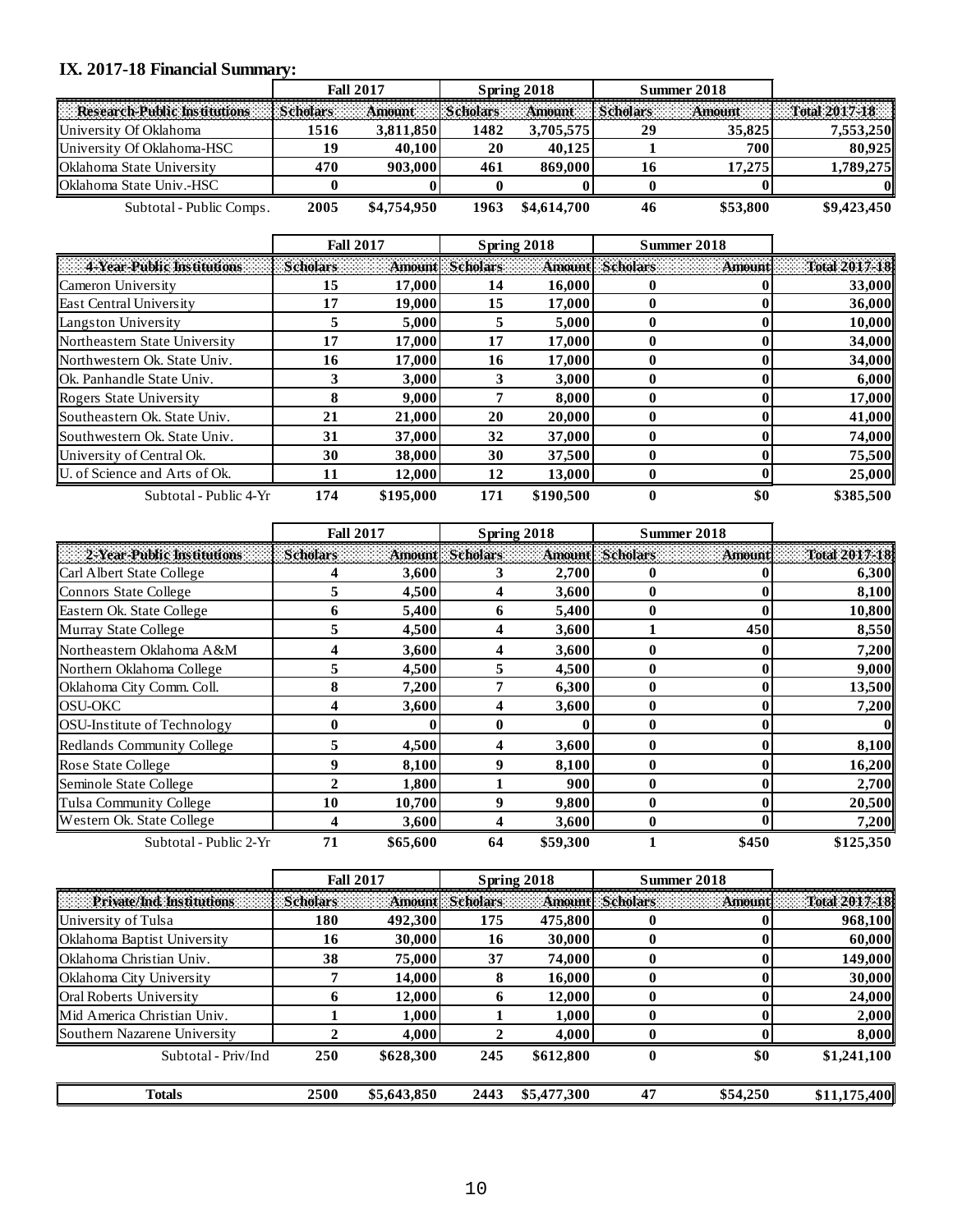## IX. 2017-18 Financial Summary:

| | Fall 2017 | | Spring 2018 | | Summer 2018 | | |
|---|---|---|---|---|---|---|---|
| Research-Public Institutions | Scholars | Amount | Scholars | Amount | Scholars | Amount | Total 2017-18 |
| University Of Oklahoma | 1516 | 3,811,850 | 1482 | 3,705,575 | 29 | 35,825 | 7,553,250 |
| University Of Oklahoma-HSC | 19 | 40,100 | 20 | 40,125 | 1 | 700 | 80,925 |
| Oklahoma State University | 470 | 903,000 | 461 | 869,000 | 16 | 17,275 | 1,789,275 |
| Oklahoma State Univ.-HSC | 0 | 0 | 0 | 0 | 0 | 0 | 0 |
| Subtotal - Public Comps. | 2005 | $4,754,950 | 1963 | $4,614,700 | 46 | $53,800 | $9,423,450 |

| | Fall 2017 | | Spring 2018 | | Summer 2018 | | |
|---|---|---|---|---|---|---|---|
| 4-Year-Public Institutions | Scholars | Amount | Scholars | Amount | Scholars | Amount | Total 2017-18 |
| Cameron University | 15 | 17,000 | 14 | 16,000 | 0 | 0 | 33,000 |
| East Central University | 17 | 19,000 | 15 | 17,000 | 0 | 0 | 36,000 |
| Langston University | 5 | 5,000 | 5 | 5,000 | 0 | 0 | 10,000 |
| Northeastern State University | 17 | 17,000 | 17 | 17,000 | 0 | 0 | 34,000 |
| Northwestern Ok. State Univ. | 16 | 17,000 | 16 | 17,000 | 0 | 0 | 34,000 |
| Ok. Panhandle State Univ. | 3 | 3,000 | 3 | 3,000 | 0 | 0 | 6,000 |
| Rogers State University | 8 | 9,000 | 7 | 8,000 | 0 | 0 | 17,000 |
| Southeastern Ok. State Univ. | 21 | 21,000 | 20 | 20,000 | 0 | 0 | 41,000 |
| Southwestern Ok. State Univ. | 31 | 37,000 | 32 | 37,000 | 0 | 0 | 74,000 |
| University of Central Ok. | 30 | 38,000 | 30 | 37,500 | 0 | 0 | 75,500 |
| U. of Science and Arts of Ok. | 11 | 12,000 | 12 | 13,000 | 0 | 0 | 25,000 |
| Subtotal - Public 4-Yr | 174 | $195,000 | 171 | $190,500 | 0 | $0 | $385,500 |

| | Fall 2017 | | Spring 2018 | | Summer 2018 | | |
|---|---|---|---|---|---|---|---|
| 2-Year-Public Institutions | Scholars | Amount | Scholars | Amount | Scholars | Amount | Total 2017-18 |
| Carl Albert State College | 4 | 3,600 | 3 | 2,700 | 0 | 0 | 6,300 |
| Connors State College | 5 | 4,500 | 4 | 3,600 | 0 | 0 | 8,100 |
| Eastern Ok. State College | 6 | 5,400 | 6 | 5,400 | 0 | 0 | 10,800 |
| Murray State College | 5 | 4,500 | 4 | 3,600 | 1 | 450 | 8,550 |
| Northeastern Oklahoma A&M | 4 | 3,600 | 4 | 3,600 | 0 | 0 | 7,200 |
| Northern Oklahoma College | 5 | 4,500 | 5 | 4,500 | 0 | 0 | 9,000 |
| Oklahoma City Comm. Coll. | 8 | 7,200 | 7 | 6,300 | 0 | 0 | 13,500 |
| OSU-OKC | 4 | 3,600 | 4 | 3,600 | 0 | 0 | 7,200 |
| OSU-Institute of Technology | 0 | 0 | 0 | 0 | 0 | 0 | 0 |
| Redlands Community College | 5 | 4,500 | 4 | 3,600 | 0 | 0 | 8,100 |
| Rose State College | 9 | 8,100 | 9 | 8,100 | 0 | 0 | 16,200 |
| Seminole State College | 2 | 1,800 | 1 | 900 | 0 | 0 | 2,700 |
| Tulsa Community College | 10 | 10,700 | 9 | 9,800 | 0 | 0 | 20,500 |
| Western Ok. State College | 4 | 3,600 | 4 | 3,600 | 0 | 0 | 7,200 |
| Subtotal - Public 2-Yr | 71 | $65,600 | 64 | $59,300 | 1 | $450 | $125,350 |

| | Fall 2017 | | Spring 2018 | | Summer 2018 | | |
|---|---|---|---|---|---|---|---|
| Private/Ind Institutions | Scholars | Amount | Scholars | Amount | Scholars | Amount | Total 2017-18 |
| University of Tulsa | 180 | 492,300 | 175 | 475,800 | 0 | 0 | 968,100 |
| Oklahoma Baptist University | 16 | 30,000 | 16 | 30,000 | 0 | 0 | 60,000 |
| Oklahoma Christian Univ. | 38 | 75,000 | 37 | 74,000 | 0 | 0 | 149,000 |
| Oklahoma City University | 7 | 14,000 | 8 | 16,000 | 0 | 0 | 30,000 |
| Oral Roberts University | 6 | 12,000 | 6 | 12,000 | 0 | 0 | 24,000 |
| Mid America Christian Univ. | 1 | 1,000 | 1 | 1,000 | 0 | 0 | 2,000 |
| Southern Nazarene University | 2 | 4,000 | 2 | 4,000 | 0 | 0 | 8,000 |
| Subtotal - Priv/Ind | 250 | $628,300 | 245 | $612,800 | 0 | $0 | $1,241,100 |
| **Totals** | 2500 | $5,643,850 | 2443 | $5,477,300 | 47 | $54,250 | $11,175,400 |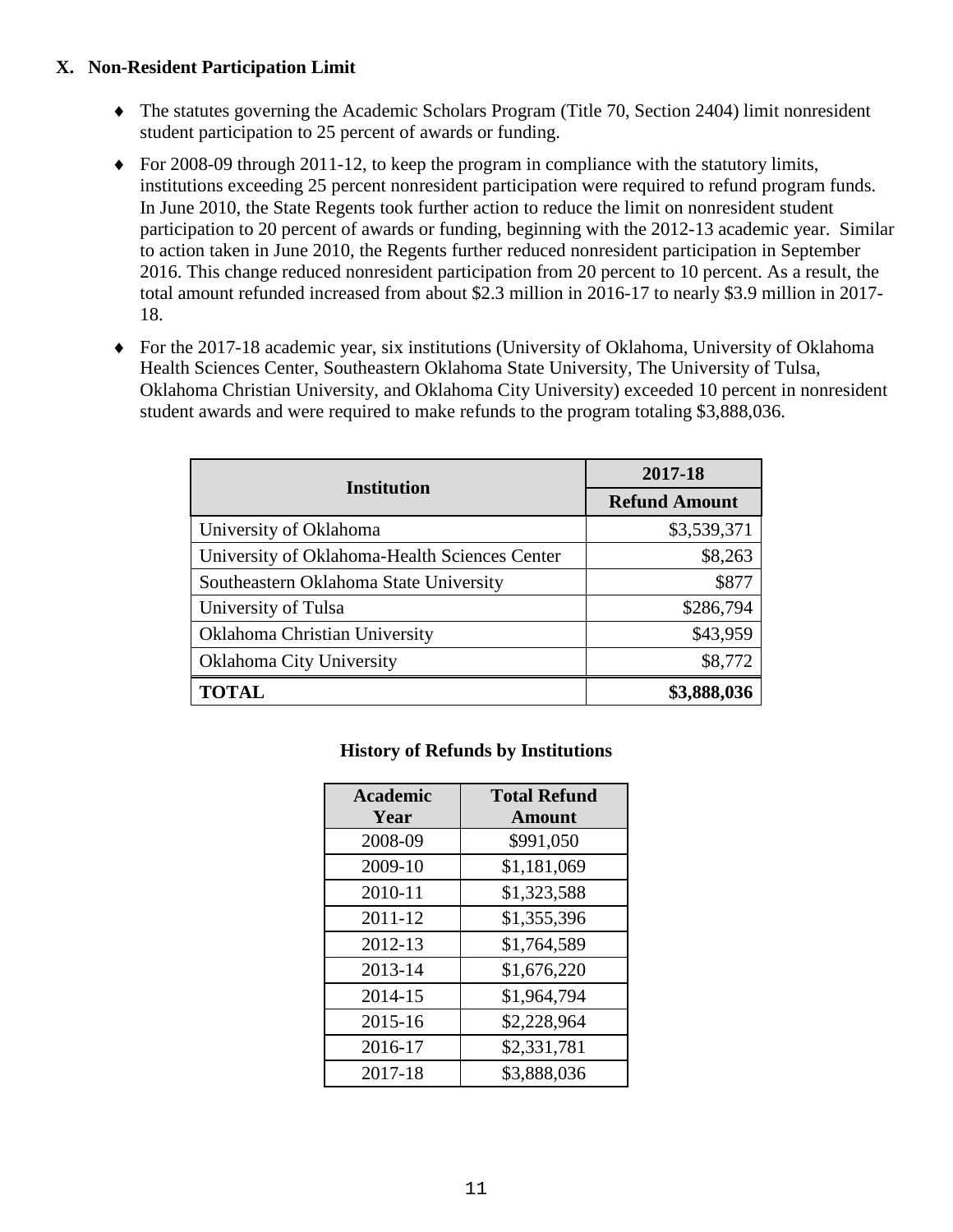## X. Non-Resident Participation Limit

- The statutes governing the Academic Scholars Program (Title 70, Section 2404) limit nonresident student participation to 25 percent of awards or funding.
- For 2008-09 through 2011-12, to keep the program in compliance with the statutory limits, institutions exceeding 25 percent nonresident participation were required to refund program funds. In June 2010, the State Regents took further action to reduce the limit on nonresident student participation to 20 percent of awards or funding, beginning with the 2012-13 academic year. Similar to action taken in June 2010, the Regents further reduced nonresident participation in September 2016. This change reduced nonresident participation from 20 percent to 10 percent. As a result, the total amount refunded increased from about $2.3 million in 2016-17 to nearly $3.9 million in 2017-18.
- For the 2017-18 academic year, six institutions (University of Oklahoma, University of Oklahoma Health Sciences Center, Southeastern Oklahoma State University, The University of Tulsa, Oklahoma Christian University, and Oklahoma City University) exceeded 10 percent in nonresident student awards and were required to make refunds to the program totaling $3,888,036.

| Institution | 2017-18 |
|---|---|
| | **Refund Amount** |
| University of Oklahoma | $3,539,371 |
| University of Oklahoma-Health Sciences Center | $8,263 |
| Southeastern Oklahoma State University | $877 |
| University of Tulsa | $286,794 |
| Oklahoma Christian University | $43,959 |
| Oklahoma City University | $8,772 |
| **TOTAL** | **$3,888,036** |

**History of Refunds by Institutions**

| Academic Year | Total Refund Amount |
|---|---|
| 2008-09 | $991,050 |
| 2009-10 | $1,181,069 |
| 2010-11 | $1,323,588 |
| 2011-12 | $1,355,396 |
| 2012-13 | $1,764,589 |
| 2013-14 | $1,676,220 |
| 2014-15 | $1,964,794 |
| 2015-16 | $2,228,964 |
| 2016-17 | $2,331,781 |
| 2017-18 | $3,888,036 |